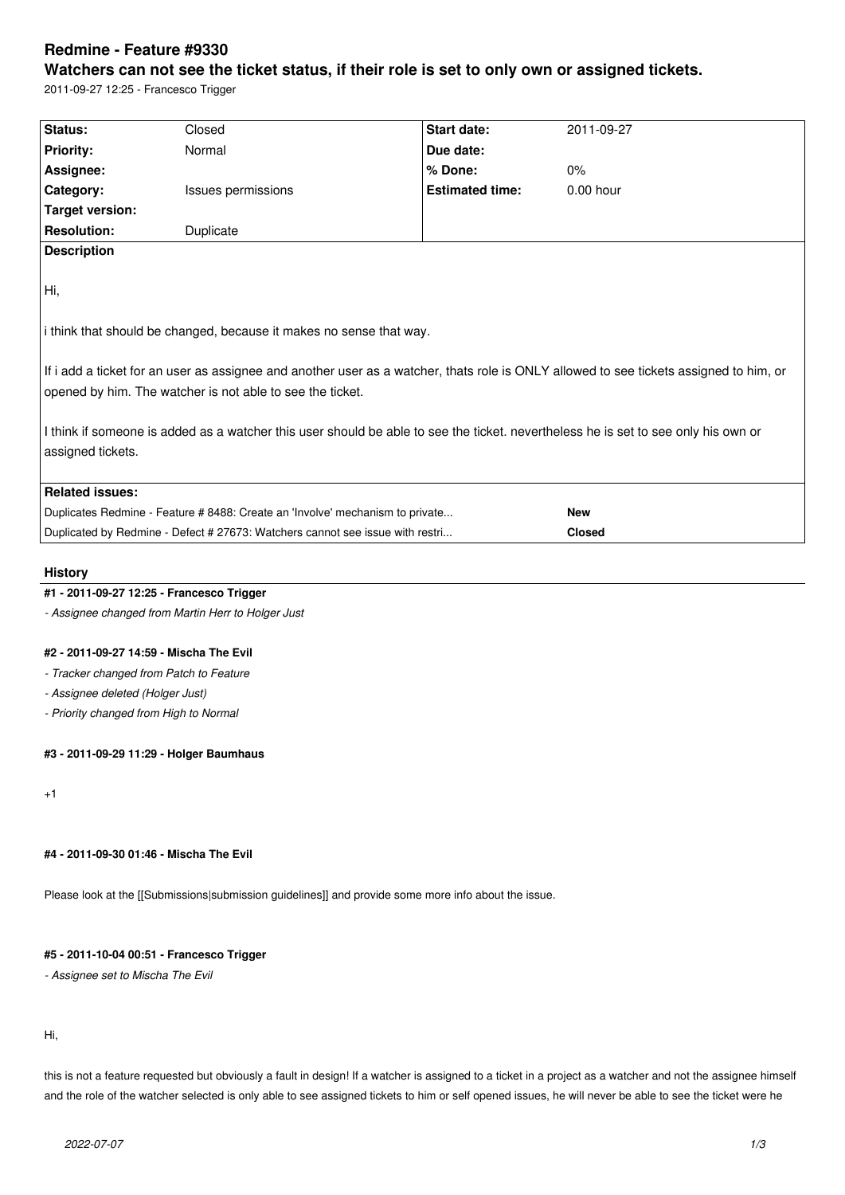# Redmine - Feature #9330

## Watchers can not see the ticket status, if their role is set to only own or assigned tickets.

2011-09-27 12:25 - Francesco Trigger

| Status: | Closed | Start date: | 2011-09-27 |
|---|---|---|---|
| Priority: | Normal | Due date: | |
| Assignee: | | % Done: | 0% |
| Category: | Issues permissions | Estimated time: | 0.00 hour |
| Target version: | | | |
| Resolution: | Duplicate | | |

**Description**

Hi,

i think that should be changed, because it makes no sense that way.

If i add a ticket for an user as assignee and another user as a watcher, thats role is ONLY allowed to see tickets assigned to him, or opened by him. The watcher is not able to see the ticket.

I think if someone is added as a watcher this user should be able to see the ticket. nevertheless he is set to see only his own or assigned tickets.

**Related issues:**

| | |
|---|---|
| Duplicates Redmine - Feature # 8488: Create an 'Involve' mechanism to private... | **New** |
| Duplicated by Redmine - Defect # 27673: Watchers cannot see issue with restri... | **Closed** |

### History

#### #1 - 2011-09-27 12:25 - Francesco Trigger

*- Assignee changed from Martin Herr to Holger Just*

#### #2 - 2011-09-27 14:59 - Mischa The Evil

*- Tracker changed from Patch to Feature*

*- Assignee deleted (Holger Just)*

*- Priority changed from High to Normal*

#### #3 - 2011-09-29 11:29 - Holger Baumhaus

+1

#### #4 - 2011-09-30 01:46 - Mischa The Evil

Please look at the [[Submissions|submission guidelines]] and provide some more info about the issue.

#### #5 - 2011-10-04 00:51 - Francesco Trigger

*- Assignee set to Mischa The Evil*

Hi,

this is not a feature requested but obviously a fault in design! If a watcher is assigned to a ticket in a project as a watcher and not the assignee himself and the role of the watcher selected is only able to see assigned tickets to him or self opened issues, he will never be able to see the ticket were he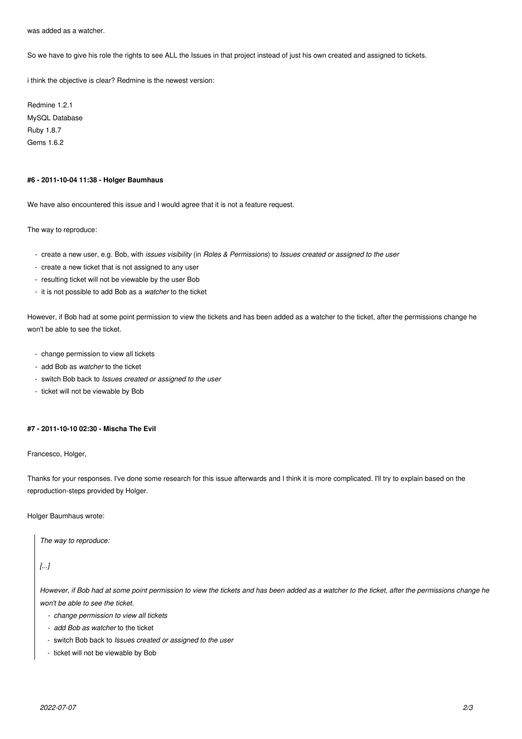was added as a watcher.

So we have to give his role the rights to see ALL the Issues in that project instead of just his own created and assigned to tickets.

i think the objective is clear? Redmine is the newest version:

Redmine 1.2.1
MySQL Database
Ruby 1.8.7
Gems 1.6.2

#### #6 - 2011-10-04 11:38 - Holger Baumhaus

We have also encountered this issue and I would agree that it is not a feature request.

The way to reproduce:

- create a new user, e.g. Bob, with *issues visibility* (in *Roles & Permissions*) to *Issues created or assigned to the user*
- create a new ticket that is not assigned to any user
- resulting ticket will not be viewable by the user Bob
- it is not possible to add Bob as a *watcher* to the ticket

However, if Bob had at some point permission to view the tickets and has been added as a watcher to the ticket, after the permissions change he won't be able to see the ticket.

- change permission to view all tickets
- add Bob as *watcher* to the ticket
- switch Bob back to *Issues created or assigned to the user*
- ticket will not be viewable by Bob

#### #7 - 2011-10-10 02:30 - Mischa The Evil

Francesco, Holger,

Thanks for your responses. I've done some research for this issue afterwards and I think it is more complicated. I'll try to explain based on the reproduction-steps provided by Holger.

Holger Baumhaus wrote:

> *The way to reproduce:*
>
> *[...]*
>
> *However, if Bob had at some point permission to view the tickets and has been added as a watcher to the ticket, after the permissions change he won't be able to see the ticket.*
>
> - *change permission to view all tickets*
> - *add Bob as watcher* to the ticket
> - switch Bob back to *Issues created or assigned to the user*
> - ticket will not be viewable by Bob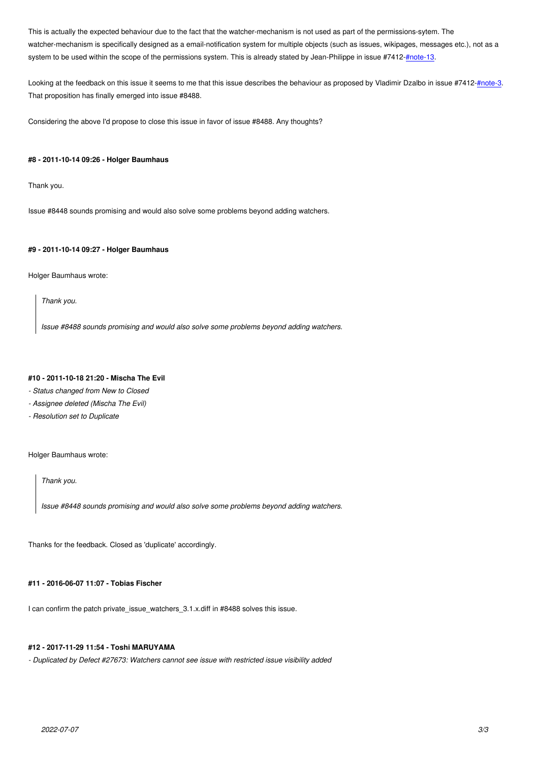This is actually the expected behaviour due to the fact that the watcher-mechanism is not used as part of the permissions-sytem. The watcher-mechanism is specifically designed as a email-notification system for multiple objects (such as issues, wikipages, messages etc.), not as a system to be used within the scope of the permissions system. This is already stated by Jean-Philippe in issue #7412-#note-13.

Looking at the feedback on this issue it seems to me that this issue describes the behaviour as proposed by Vladimir Dzalbo in issue #7412-#note-3. That proposition has finally emerged into issue #8488.

Considering the above I'd propose to close this issue in favor of issue #8488. Any thoughts?

#### #8 - 2011-10-14 09:26 - Holger Baumhaus

Thank you.

Issue #8448 sounds promising and would also solve some problems beyond adding watchers.

#### #9 - 2011-10-14 09:27 - Holger Baumhaus

Holger Baumhaus wrote:

> *Thank you.*
>
> *Issue #8488 sounds promising and would also solve some problems beyond adding watchers.*

#### #10 - 2011-10-18 21:20 - Mischa The Evil

*- Status changed from New to Closed*

*- Assignee deleted (Mischa The Evil)*

*- Resolution set to Duplicate*

Holger Baumhaus wrote:

> *Thank you.*
>
> *Issue #8448 sounds promising and would also solve some problems beyond adding watchers.*

Thanks for the feedback. Closed as 'duplicate' accordingly.

#### #11 - 2016-06-07 11:07 - Tobias Fischer

I can confirm the patch private_issue_watchers_3.1.x.diff in #8488 solves this issue.

#### #12 - 2017-11-29 11:54 - Toshi MARUYAMA

*- Duplicated by Defect #27673: Watchers cannot see issue with restricted issue visibility added*